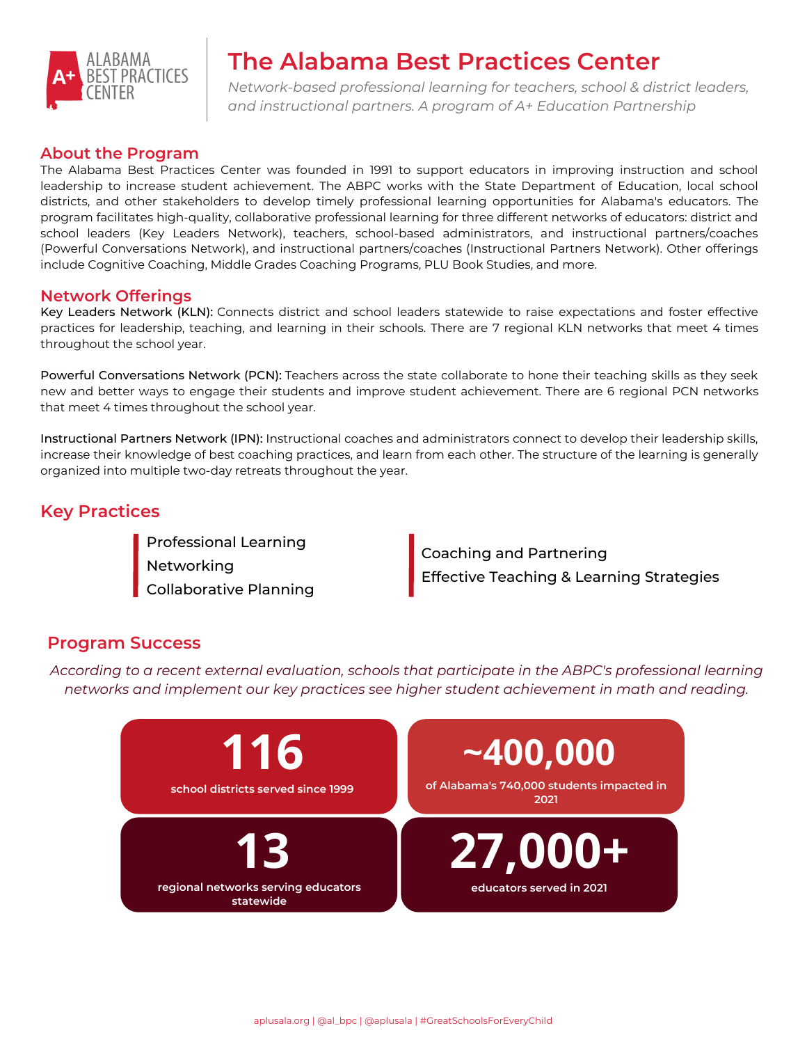ALABAMA BEST PRACTICES CENTER

# The Alabama Best Practices Center

*Network-based professional learning for teachers, school & district leaders, and instructional partners. A program of A+ Education Partnership*

## About the Program

The Alabama Best Practices Center was founded in 1991 to support educators in improving instruction and school leadership to increase student achievement. The ABPC works with the State Department of Education, local school districts, and other stakeholders to develop timely professional learning opportunities for Alabama's educators. The program facilitates high-quality, collaborative professional learning for three different networks of educators: district and school leaders (Key Leaders Network), teachers, school-based administrators, and instructional partners/coaches (Powerful Conversations Network), and instructional partners/coaches (Instructional Partners Network). Other offerings include Cognitive Coaching, Middle Grades Coaching Programs, PLU Book Studies, and more.

## Network Offerings

**Key Leaders Network (KLN):** Connects district and school leaders statewide to raise expectations and foster effective practices for leadership, teaching, and learning in their schools. There are 7 regional KLN networks that meet 4 times throughout the school year.

**Powerful Conversations Network (PCN):** Teachers across the state collaborate to hone their teaching skills as they seek new and better ways to engage their students and improve student achievement. There are 6 regional PCN networks that meet 4 times throughout the school year.

**Instructional Partners Network (IPN):** Instructional coaches and administrators connect to develop their leadership skills, increase their knowledge of best coaching practices, and learn from each other. The structure of the learning is generally organized into multiple two-day retreats throughout the year.

## Key Practices

- Professional Learning
- Networking
- Collaborative Planning
- Coaching and Partnering
- Effective Teaching & Learning Strategies

## Program Success

*According to a recent external evaluation, schools that participate in the ABPC's professional learning networks and implement our key practices see higher student achievement in math and reading.*

**116**
school districts served since 1999

**~400,000**
of Alabama's 740,000 students impacted in 2021

**13**
regional networks serving educators statewide

**27,000+**
educators served in 2021

aplusala.org | @al_bpc | @aplusala | #GreatSchoolsForEveryChild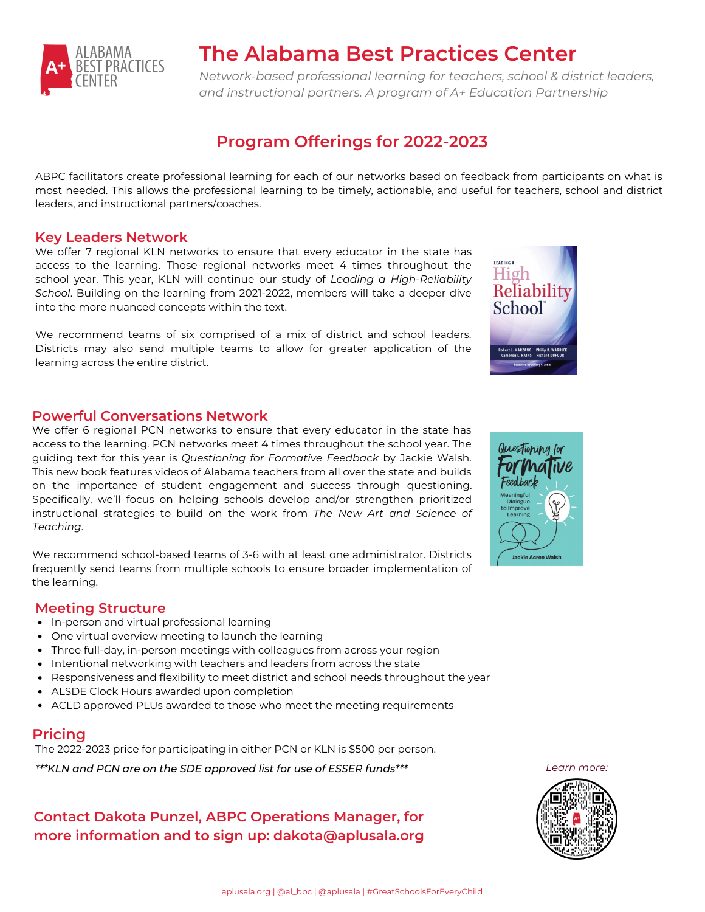ALABAMA BEST PRACTICES CENTER

# The Alabama Best Practices Center

*Network-based professional learning for teachers, school & district leaders, and instructional partners. A program of A+ Education Partnership*

## Program Offerings for 2022-2023

ABPC facilitators create professional learning for each of our networks based on feedback from participants on what is most needed. This allows the professional learning to be timely, actionable, and useful for teachers, school and district leaders, and instructional partners/coaches.

### Key Leaders Network

We offer 7 regional KLN networks to ensure that every educator in the state has access to the learning. Those regional networks meet 4 times throughout the school year. This year, KLN will continue our study of *Leading a High-Reliability School*. Building on the learning from 2021-2022, members will take a deeper dive into the more nuanced concepts within the text.

We recommend teams of six comprised of a mix of district and school leaders. Districts may also send multiple teams to allow for greater application of the learning across the entire district.

### Powerful Conversations Network

We offer 6 regional PCN networks to ensure that every educator in the state has access to the learning. PCN networks meet 4 times throughout the school year. The guiding text for this year is *Questioning for Formative Feedback* by Jackie Walsh. This new book features videos of Alabama teachers from all over the state and builds on the importance of student engagement and success through questioning. Specifically, we'll focus on helping schools develop and/or strengthen prioritized instructional strategies to build on the work from *The New Art and Science of Teaching*.

We recommend school-based teams of 3-6 with at least one administrator. Districts frequently send teams from multiple schools to ensure broader implementation of the learning.

### Meeting Structure

- In-person and virtual professional learning
- One virtual overview meeting to launch the learning
- Three full-day, in-person meetings with colleagues from across your region
- Intentional networking with teachers and leaders from across the state
- Responsiveness and flexibility to meet district and school needs throughout the year
- ALSDE Clock Hours awarded upon completion
- ACLD approved PLUs awarded to those who meet the meeting requirements

### Pricing

The 2022-2023 price for participating in either PCN or KLN is $500 per person.

****KLN and PCN are on the SDE approved list for use of ESSER funds****

**Contact Dakota Punzel, ABPC Operations Manager, for more information and to sign up: dakota@aplusala.org**

*Learn more:*

aplusala.org | @al_bpc | @aplusala | #GreatSchoolsForEveryChild